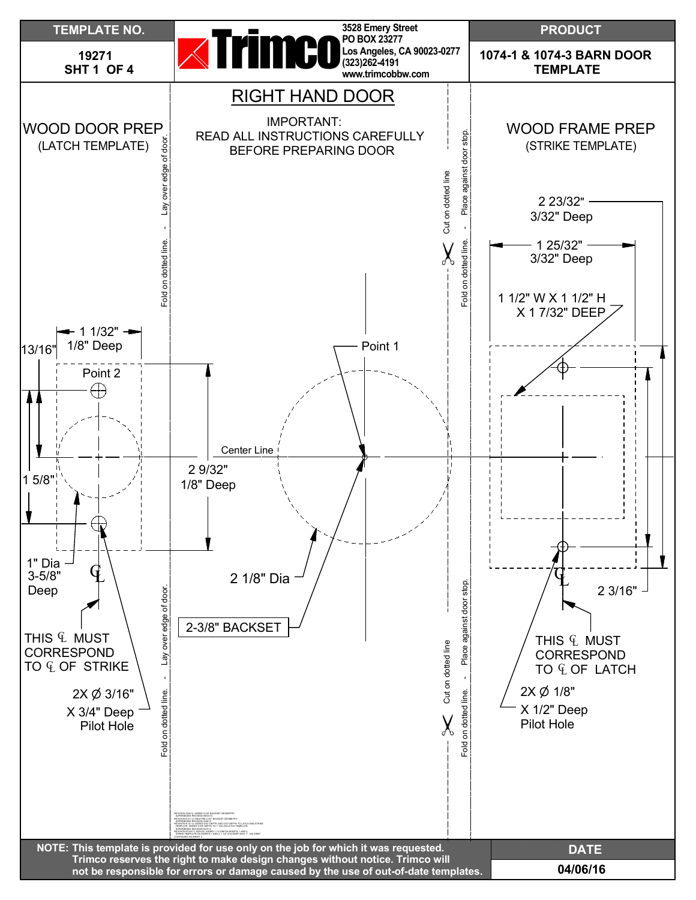| TEMPLATE NO. | Trimco — 3528 Emery Street, PO BOX 23277, Los Angeles, CA 90023-0277, (323)262-4191, www.trimcobbw.com | PRODUCT |
|---|---|---|
| 19271 SHT 1 OF 4 | | 1074-1 & 1074-3 BARN DOOR TEMPLATE |

# RIGHT HAND DOOR

IMPORTANT:
READ ALL INSTRUCTIONS CAREFULLY BEFORE PREPARING DOOR

## WOOD DOOR PREP
(LATCH TEMPLATE)

Fold on dotted line. - Lay over edge of door.

- 1 1/32"
- 1/8" Deep
- 13/16"
- Point 2
- 1 5/8"
- 2 9/32"
- 1/8" Deep
- 1" Dia
- 3-5/8" Deep
- ℄
- THIS ℄ MUST CORRESPOND TO ℄ OF STRIKE
- 2X Ø 3/16" X 3/4" Deep Pilot Hole

Center Line

- Point 1
- 2 1/8" Dia
- 2-3/8" BACKSET

Cut on dotted line - Place against door stop.

Fold on dotted line.

## WOOD FRAME PREP
(STRIKE TEMPLATE)

- 2 23/32"
- 3/32" Deep
- 1 25/32"
- 3/32" Deep
- 1 1/2" W X 1 1/2" H X 1 7/32" DEEP
- 2 3/16"
- ℄
- THIS ℄ MUST CORRESPOND TO ℄ OF LATCH
- 2X Ø 1/8" X 1/2" Deep Pilot Hole

**NOTE: This template is provided for use only on the job for which it was requested. Trimco reserves the right to make design changes without notice. Trimco will not be responsible for errors or damage caused by the use of out-of-date templates.**

| DATE |
|---|
| 04/06/16 |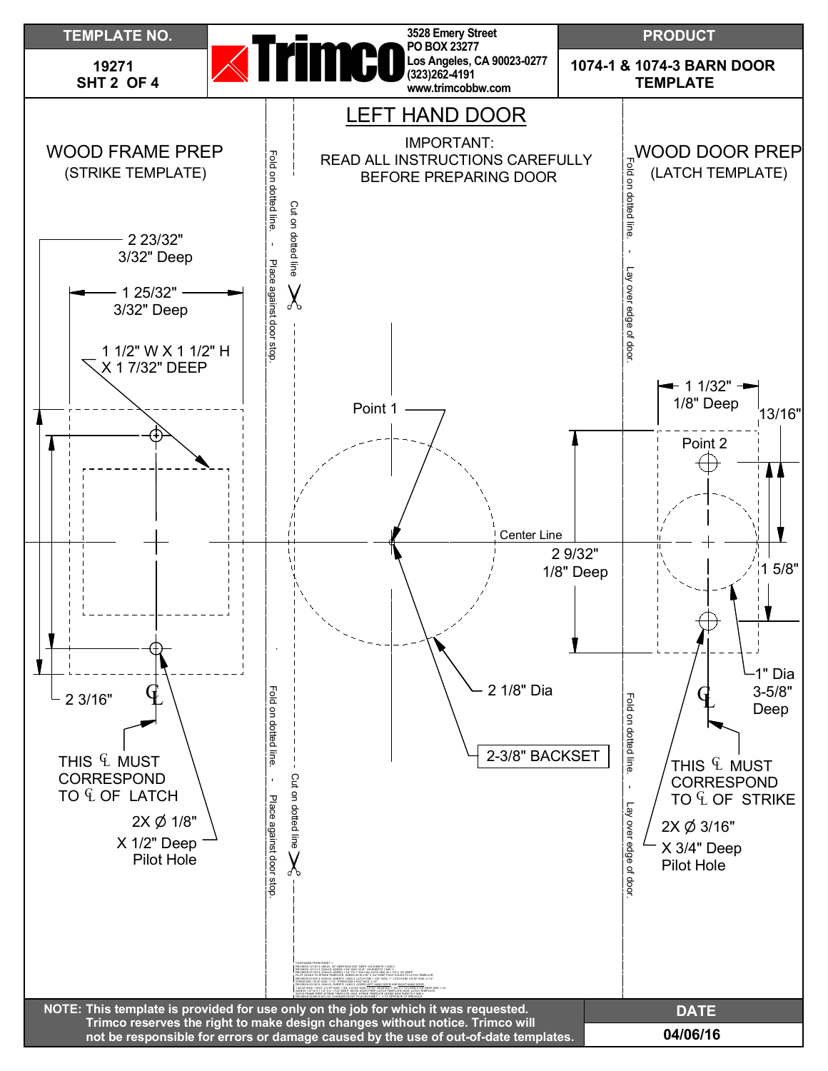| TEMPLATE NO. | Trimco 3528 Emery Street PO BOX 23277 Los Angeles, CA 90023-0277 (323)262-4191 www.trimcobbw.com | PRODUCT |
|---|---|---|
| 19271 SHT 2 OF 4 | | 1074-1 & 1074-3 BARN DOOR TEMPLATE |

# LEFT HAND DOOR

IMPORTANT:
READ ALL INSTRUCTIONS CAREFULLY BEFORE PREPARING DOOR

## WOOD FRAME PREP
(STRIKE TEMPLATE)

2 23/32"
3/32" Deep

1 25/32"
3/32" Deep

1 1/2" W X 1 1/2" H
X 1 7/32" DEEP

2 3/16"

THIS ℄ MUST CORRESPOND TO ℄ OF LATCH

2X Ø 1/8"
X 1/2" Deep
Pilot Hole

Fold on dotted line. - Place against door stop.

Cut on dotted line

Point 1

Center Line

2 1/8" Dia

2-3/8" BACKSET

2 9/32"
1/8" Deep

Fold on dotted line. - Lay over edge of door.

## WOOD DOOR PREP
(LATCH TEMPLATE)

1 1/32"
1/8" Deep

13/16"

Point 2

1 5/8"

1" Dia
3-5/8" Deep

THIS ℄ MUST CORRESPOND TO ℄ OF STRIKE

2X Ø 3/16"
X 3/4" Deep
Pilot Hole

**NOTE: This template is provided for use only on the job for which it was requested. Trimco reserves the right to make design changes without notice. Trimco will not be responsible for errors or damage caused by the use of out-of-date templates.**

| DATE |
|---|
| 04/06/16 |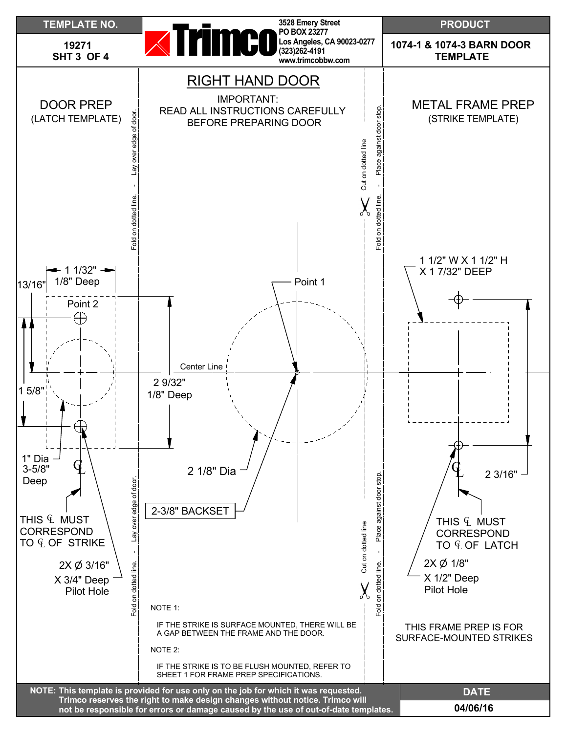| TEMPLATE NO. | Trimco — 3528 Emery Street, PO BOX 23277, Los Angeles, CA 90023-0277, (323)262-4191, www.trimcobbw.com | PRODUCT |
|---|---|---|
| 19271 SHT 3 OF 4 | | 1074-1 & 1074-3 BARN DOOR TEMPLATE |

# RIGHT HAND DOOR

IMPORTANT:
READ ALL INSTRUCTIONS CAREFULLY BEFORE PREPARING DOOR

## DOOR PREP
(LATCH TEMPLATE)

Fold on dotted line. - Lay over edge of door.

1 1/32"
1/8" Deep

13/16"

Point 2

1 5/8"

1" Dia
3-5/8"
Deep

THIS ℄ MUST CORRESPOND TO ℄ OF STRIKE

2X Ø 3/16"
X 3/4" Deep
Pilot Hole

Point 1

Center Line

2 9/32"
1/8" Deep

2 1/8" Dia

2-3/8" BACKSET

Cut on dotted line - Fold on dotted line. - Place against door stop.

## METAL FRAME PREP
(STRIKE TEMPLATE)

1 1/2" W X 1 1/2" H
X 1 7/32" DEEP

2 3/16"

THIS ℄ MUST CORRESPOND TO ℄ OF LATCH

2X Ø 1/8"
X 1/2" Deep
Pilot Hole

NOTE 1:

IF THE STRIKE IS SURFACE MOUNTED, THERE WILL BE A GAP BETWEEN THE FRAME AND THE DOOR.

NOTE 2:

IF THE STRIKE IS TO BE FLUSH MOUNTED, REFER TO SHEET 1 FOR FRAME PREP SPECIFICATIONS.

THIS FRAME PREP IS FOR SURFACE-MOUNTED STRIKES

**NOTE: This template is provided for use only on the job for which it was requested. Trimco reserves the right to make design changes without notice. Trimco will not be responsible for errors or damage caused by the use of out-of-date templates.**

| DATE |
|---|
| 04/06/16 |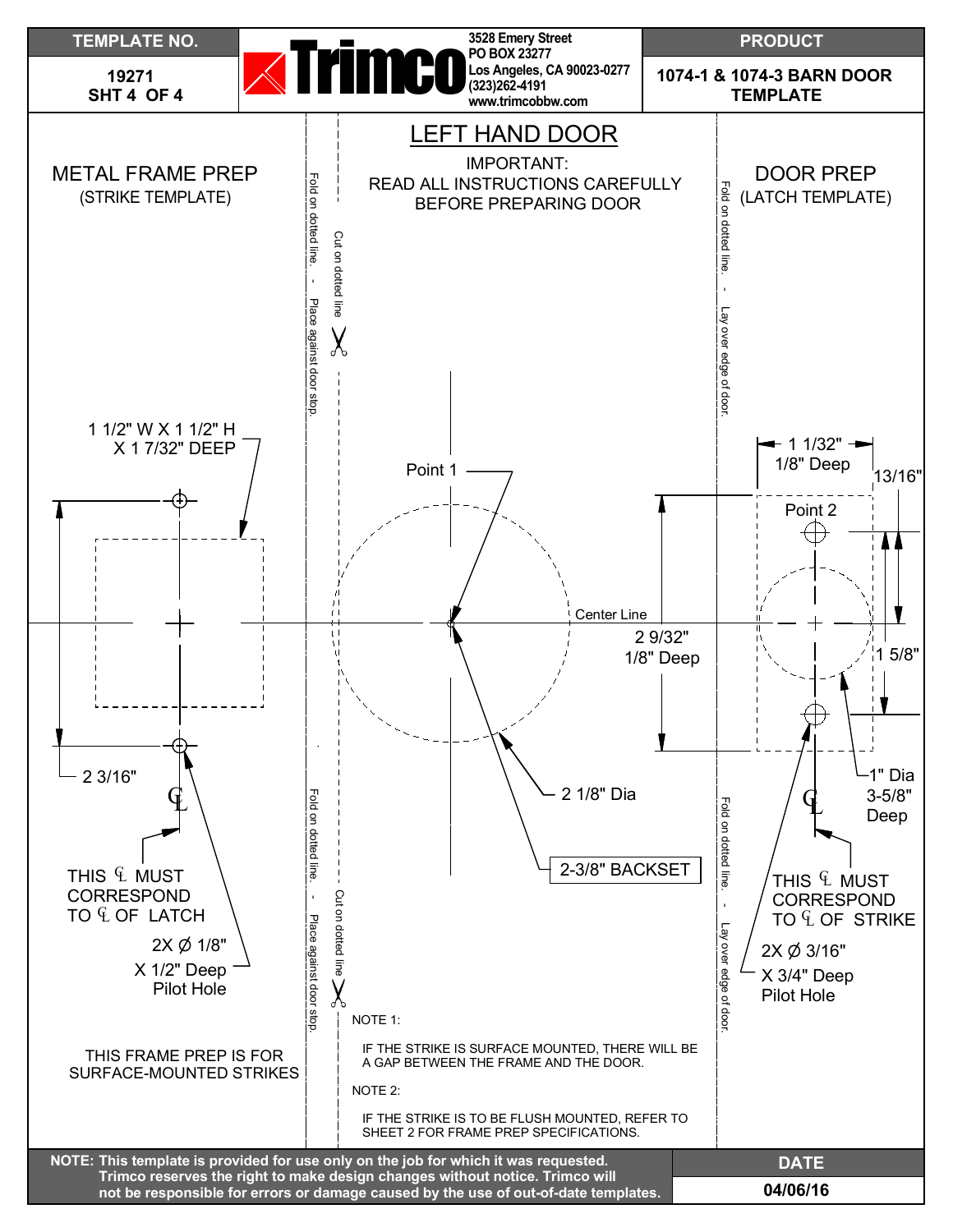| TEMPLATE NO. | Trimco | PRODUCT |
| --- | --- | --- |
| 19271 SHT 4 OF 4 | 3528 Emery Street, PO BOX 23277, Los Angeles, CA 90023-0277, (323)262-4191, www.trimcobbw.com | 1074-1 & 1074-3 BARN DOOR TEMPLATE |

# LEFT HAND DOOR

IMPORTANT:
READ ALL INSTRUCTIONS CAREFULLY BEFORE PREPARING DOOR

## METAL FRAME PREP
(STRIKE TEMPLATE)

1 1/2" W X 1 1/2" H X 1 7/32" DEEP

2 3/16"

THIS ℄ MUST CORRESPOND TO ℄ OF LATCH

2X Ø 1/8" X 1/2" Deep Pilot Hole

THIS FRAME PREP IS FOR SURFACE-MOUNTED STRIKES

Fold on dotted line. - Place against door stop.

Cut on dotted line

Point 1

Center Line

2 9/32" 1/8" Deep

2 1/8" Dia

2-3/8" BACKSET

## DOOR PREP
(LATCH TEMPLATE)

Fold on dotted line. - Lay over edge of door.

1 1/32" 1/8" Deep

13/16"

Point 2

1 5/8"

1" Dia 3-5/8" Deep

THIS ℄ MUST CORRESPOND TO ℄ OF STRIKE

2X Ø 3/16" X 3/4" Deep Pilot Hole

NOTE 1:

IF THE STRIKE IS SURFACE MOUNTED, THERE WILL BE A GAP BETWEEN THE FRAME AND THE DOOR.

NOTE 2:

IF THE STRIKE IS TO BE FLUSH MOUNTED, REFER TO SHEET 2 FOR FRAME PREP SPECIFICATIONS.

**NOTE: This template is provided for use only on the job for which it was requested. Trimco reserves the right to make design changes without notice. Trimco will not be responsible for errors or damage caused by the use of out-of-date templates.**

| DATE |
| --- |
| 04/06/16 |